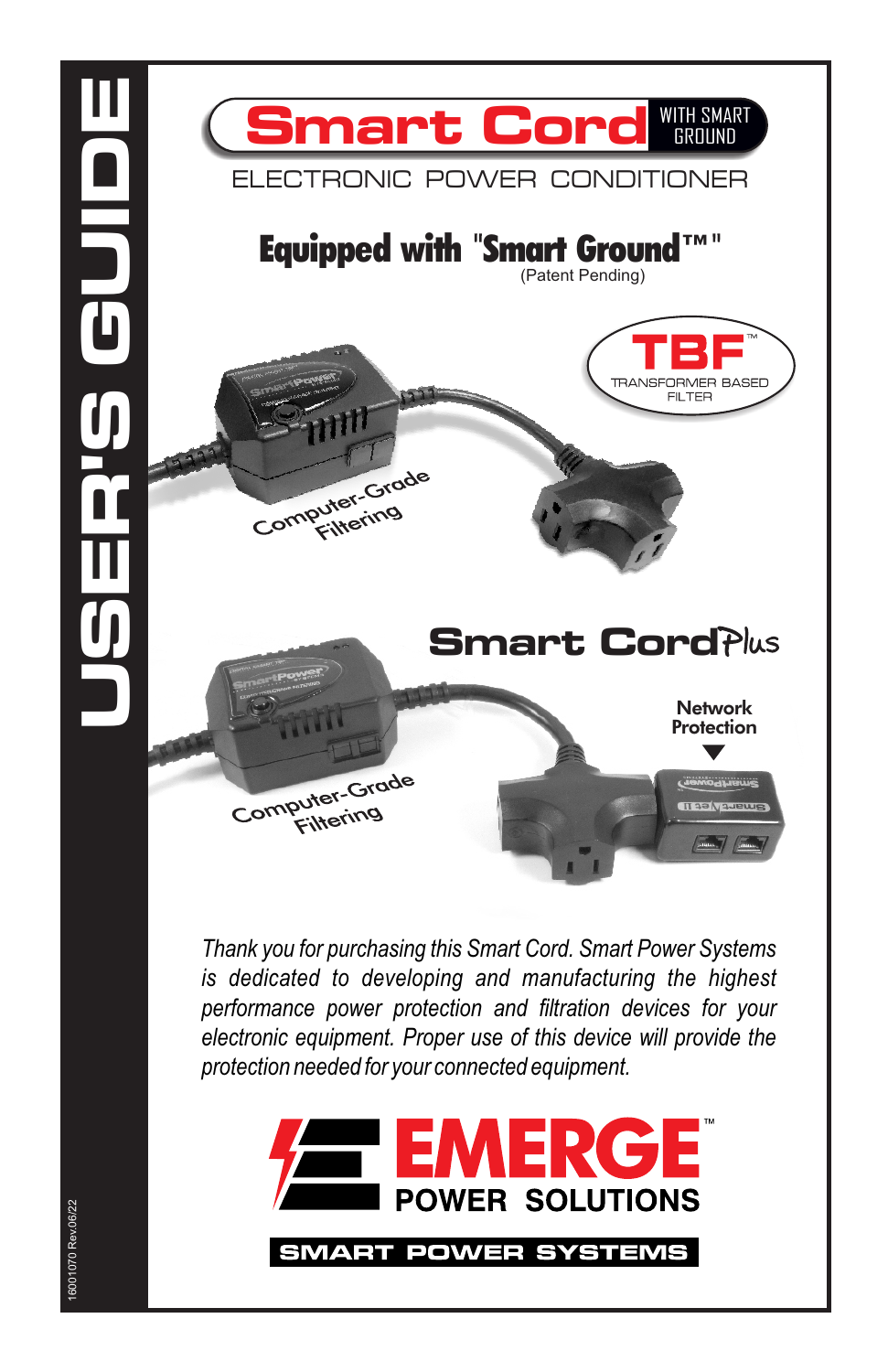# USER'S GUIDE

# Smart Cord WITH SMART GROUND

ELECTRONIC POWER CONDITIONER

## Equipped with "Smart Ground™"

(Patent Pending)

TBF™ TRANSFORMER BASED FILTER

Computer-Grade Filtering

## Smart CordPlus

Network Protection

Computer-Grade Filtering

*Thank you for purchasing this Smart Cord. Smart Power Systems is dedicated to developing and manufacturing the highest performance power protection and filtration devices for your electronic equipment. Proper use of this device will provide the protection needed for your connected equipment.*

EMERGE™ POWER SOLUTIONS

SMART POWER SYSTEMS

16001070 Rev.06/22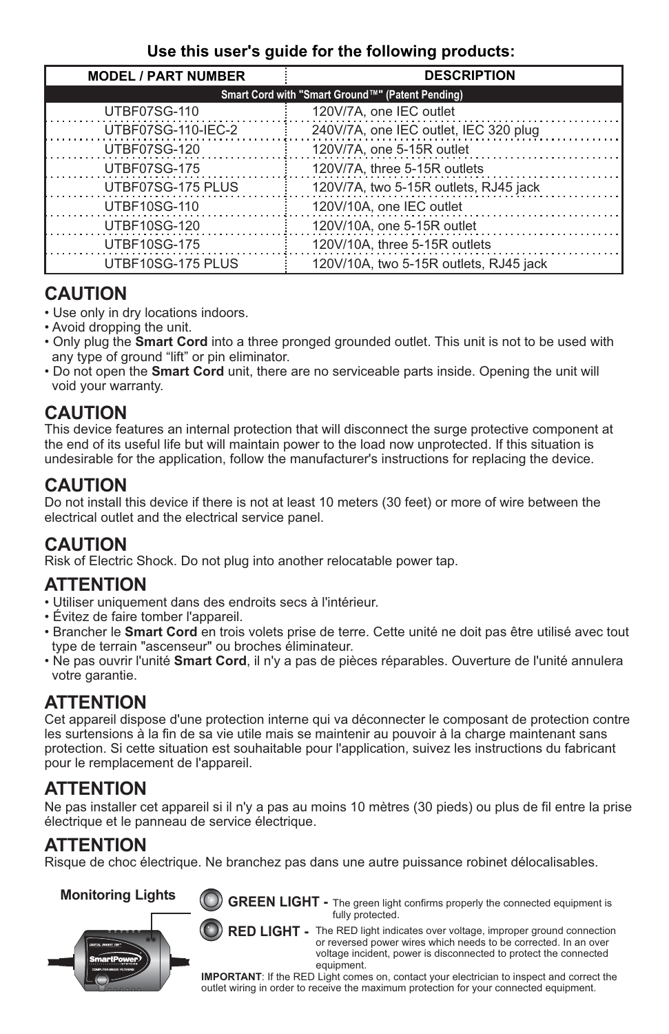**Use this user's guide for the following products:**

| MODEL / PART NUMBER | DESCRIPTION |
|---|---|
| **Smart Cord with "Smart Ground™" (Patent Pending)** | |
| UTBF07SG-110 | 120V/7A, one IEC outlet |
| UTBF07SG-110-IEC-2 | 240V/7A, one IEC outlet, IEC 320 plug |
| UTBF07SG-120 | 120V/7A, one 5-15R outlet |
| UTBF07SG-175 | 120V/7A, three 5-15R outlets |
| UTBF07SG-175 PLUS | 120V/7A, two 5-15R outlets, RJ45 jack |
| UTBF10SG-110 | 120V/10A, one IEC outlet |
| UTBF10SG-120 | 120V/10A, one 5-15R outlet |
| UTBF10SG-175 | 120V/10A, three 5-15R outlets |
| UTBF10SG-175 PLUS | 120V/10A, two 5-15R outlets, RJ45 jack |

## CAUTION

- Use only in dry locations indoors.
- Avoid dropping the unit.
- Only plug the **Smart Cord** into a three pronged grounded outlet. This unit is not to be used with any type of ground "lift" or pin eliminator.
- Do not open the **Smart Cord** unit, there are no serviceable parts inside. Opening the unit will void your warranty.

## CAUTION

This device features an internal protection that will disconnect the surge protective component at the end of its useful life but will maintain power to the load now unprotected. If this situation is undesirable for the application, follow the manufacturer's instructions for replacing the device.

## CAUTION

Do not install this device if there is not at least 10 meters (30 feet) or more of wire between the electrical outlet and the electrical service panel.

## CAUTION

Risk of Electric Shock. Do not plug into another relocatable power tap.

## ATTENTION

- Utiliser uniquement dans des endroits secs à l'intérieur.
- Évitez de faire tomber l'appareil.
- Brancher le **Smart Cord** en trois volets prise de terre. Cette unité ne doit pas être utilisé avec tout type de terrain "ascenseur" ou broches éliminateur.
- Ne pas ouvrir l'unité **Smart Cord**, il n'y a pas de pièces réparables. Ouverture de l'unité annulera votre garantie.

## ATTENTION

Cet appareil dispose d'une protection interne qui va déconnecter le composant de protection contre les surtensions à la fin de sa vie utile mais se maintenir au pouvoir à la charge maintenant sans protection. Si cette situation est souhaitable pour l'application, suivez les instructions du fabricant pour le remplacement de l'appareil.

## ATTENTION

Ne pas installer cet appareil si il n'y a pas au moins 10 mètres (30 pieds) ou plus de fil entre la prise électrique et le panneau de service électrique.

## ATTENTION

Risque de choc électrique. Ne branchez pas dans une autre puissance robinet délocalisables.

**Monitoring Lights**

**GREEN LIGHT -** The green light confirms properly the connected equipment is fully protected.

**RED LIGHT -** The RED light indicates over voltage, improper ground connection or reversed power wires which needs to be corrected. In an over voltage incident, power is disconnected to protect the connected equipment.

**IMPORTANT**: If the RED Light comes on, contact your electrician to inspect and correct the outlet wiring in order to receive the maximum protection for your connected equipment.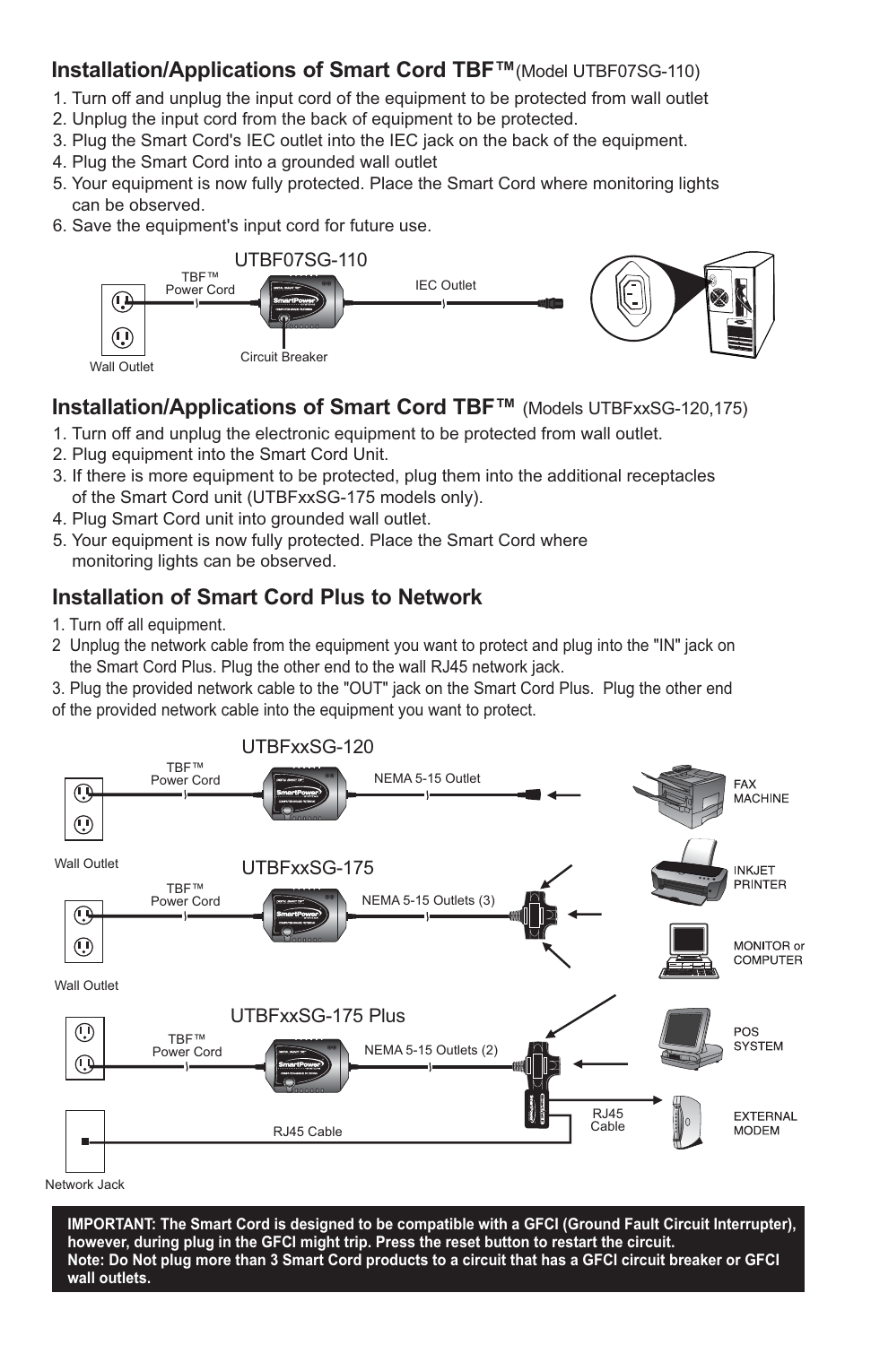## Installation/Applications of Smart Cord TBF™ (Model UTBF07SG-110)

1. Turn off and unplug the input cord of the equipment to be protected from wall outlet
2. Unplug the input cord from the back of equipment to be protected.
3. Plug the Smart Cord's IEC outlet into the IEC jack on the back of the equipment.
4. Plug the Smart Cord into a grounded wall outlet
5. Your equipment is now fully protected. Place the Smart Cord where monitoring lights can be observed.
6. Save the equipment's input cord for future use.

UTBF07SG-110

TBF™ Power Cord — IEC Outlet — Wall Outlet — Circuit Breaker

## Installation/Applications of Smart Cord TBF™ (Models UTBFxxSG-120,175)

1. Turn off and unplug the electronic equipment to be protected from wall outlet.
2. Plug equipment into the Smart Cord Unit.
3. If there is more equipment to be protected, plug them into the additional receptacles of the Smart Cord unit (UTBFxxSG-175 models only).
4. Plug Smart Cord unit into grounded wall outlet.
5. Your equipment is now fully protected. Place the Smart Cord where monitoring lights can be observed.

## Installation of Smart Cord Plus to Network

1. Turn off all equipment.
2 Unplug the network cable from the equipment you want to protect and plug into the "IN" jack on the Smart Cord Plus. Plug the other end to the wall RJ45 network jack.
3. Plug the provided network cable to the "OUT" jack on the Smart Cord Plus. Plug the other end of the provided network cable into the equipment you want to protect.

UTBFxxSG-120

TBF™ Power Cord — NEMA 5-15 Outlet — Wall Outlet

UTBFxxSG-175

TBF™ Power Cord — NEMA 5-15 Outlets (3) — Wall Outlet

UTBFxxSG-175 Plus

TBF™ Power Cord — NEMA 5-15 Outlets (2) — RJ45 Cable — RJ45 Cable — Network Jack

FAX MACHINE — INKJET PRINTER — MONITOR or COMPUTER — POS SYSTEM — EXTERNAL MODEM

**IMPORTANT: The Smart Cord is designed to be compatible with a GFCI (Ground Fault Circuit Interrupter), however, during plug in the GFCI might trip. Press the reset button to restart the circuit.**
**Note: Do Not plug more than 3 Smart Cord products to a circuit that has a GFCI circuit breaker or GFCI wall outlets.**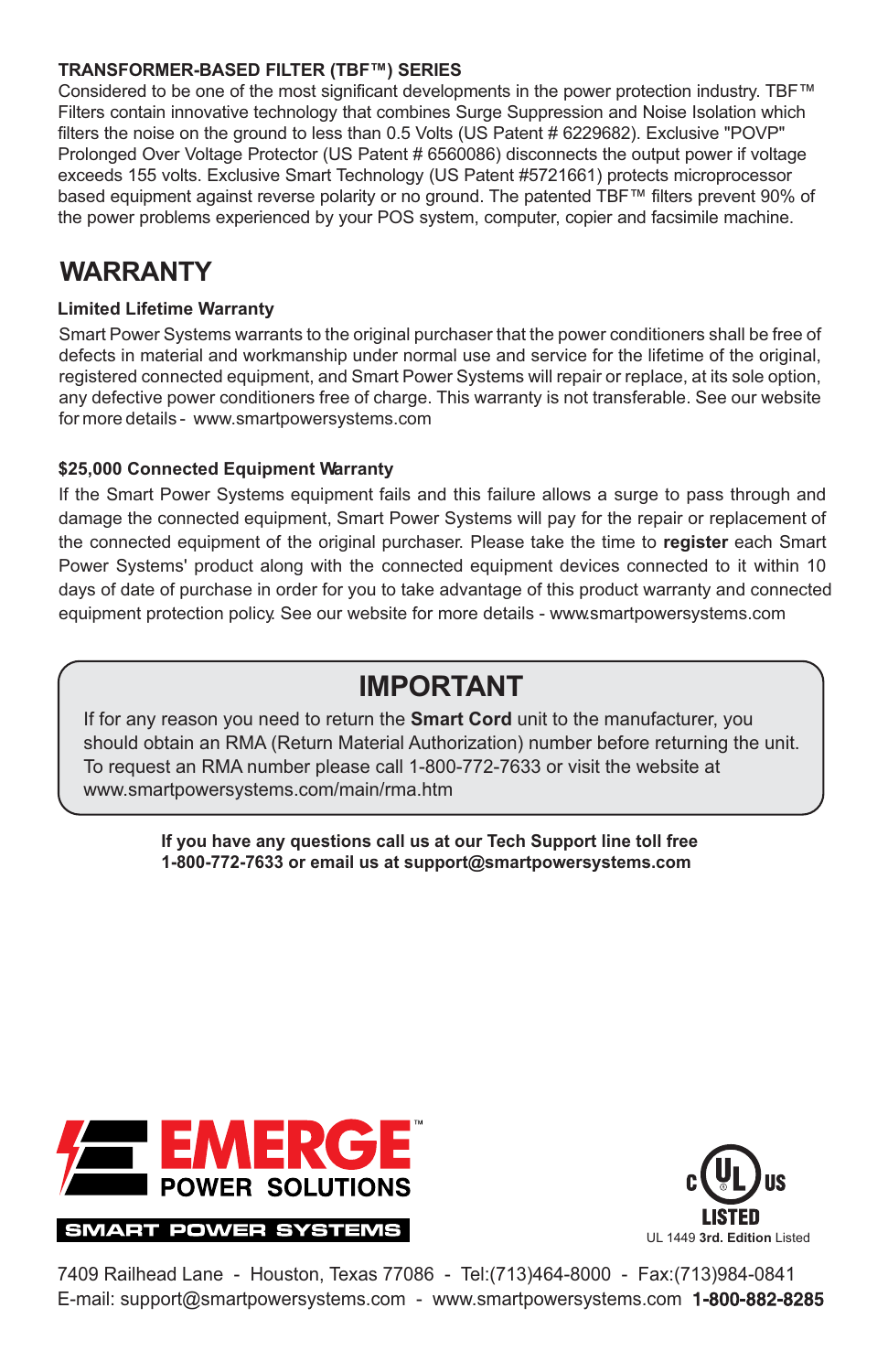### TRANSFORMER-BASED FILTER (TBF™) SERIES

Considered to be one of the most significant developments in the power protection industry. TBF™ Filters contain innovative technology that combines Surge Suppression and Noise Isolation which filters the noise on the ground to less than 0.5 Volts (US Patent # 6229682). Exclusive "POVP" Prolonged Over Voltage Protector (US Patent # 6560086) disconnects the output power if voltage exceeds 155 volts. Exclusive Smart Technology (US Patent #5721661) protects microprocessor based equipment against reverse polarity or no ground. The patented TBF™ filters prevent 90% of the power problems experienced by your POS system, computer, copier and facsimile machine.

## WARRANTY

### Limited Lifetime Warranty

Smart Power Systems warrants to the original purchaser that the power conditioners shall be free of defects in material and workmanship under normal use and service for the lifetime of the original, registered connected equipment, and Smart Power Systems will repair or replace, at its sole option, any defective power conditioners free of charge. This warranty is not transferable. See our website for more details - www.smartpowersystems.com

### $25,000 Connected Equipment Warranty

If the Smart Power Systems equipment fails and this failure allows a surge to pass through and damage the connected equipment, Smart Power Systems will pay for the repair or replacement of the connected equipment of the original purchaser. Please take the time to **register** each Smart Power Systems' product along with the connected equipment devices connected to it within 10 days of date of purchase in order for you to take advantage of this product warranty and connected equipment protection policy. See our website for more details - www.smartpowersystems.com

## IMPORTANT

If for any reason you need to return the **Smart Cord** unit to the manufacturer, you should obtain an RMA (Return Material Authorization) number before returning the unit. To request an RMA number please call 1-800-772-7633 or visit the website at www.smartpowersystems.com/main/rma.htm

**If you have any questions call us at our Tech Support line toll free 1-800-772-7633 or email us at support@smartpowersystems.com**

EMERGE™ POWER SOLUTIONS

SMART POWER SYSTEMS

c UL us LISTED

UL 1449 **3rd. Edition** Listed

7409 Railhead Lane - Houston, Texas 77086 - Tel:(713)464-8000 - Fax:(713)984-0841
E-mail: support@smartpowersystems.com - www.smartpowersystems.com **1-800-882-8285**